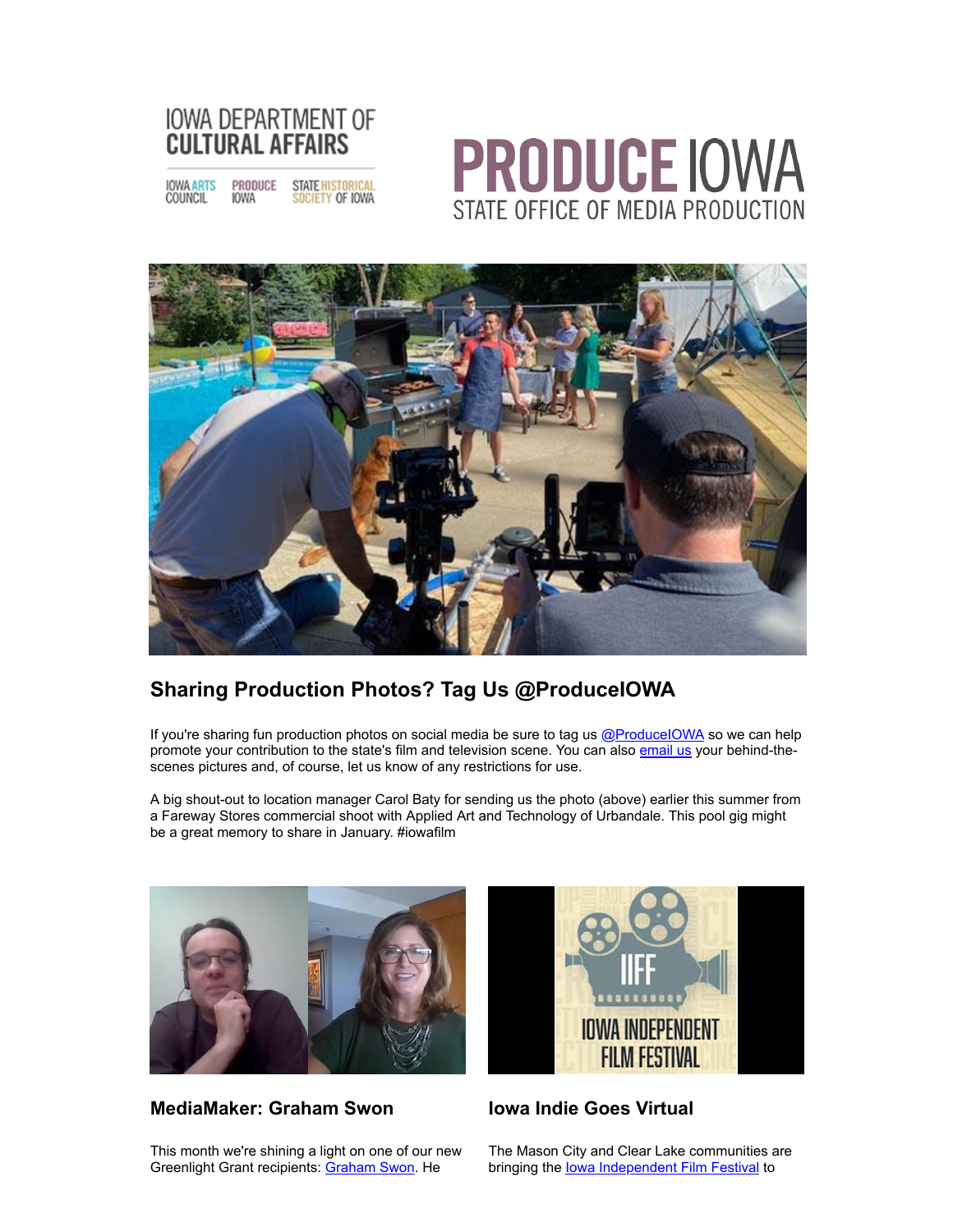IOWA DEPARTMENT OF CULTURAL AFFAIRS

IOWA ARTS COUNCIL | PRODUCE IOWA | STATE HISTORICAL SOCIETY OF IOWA

# PRODUCE IOWA

STATE OFFICE OF MEDIA PRODUCTION

## Sharing Production Photos? Tag Us @ProduceIOWA

If you're sharing fun production photos on social media be sure to tag us @ProduceIOWA so we can help promote your contribution to the state's film and television scene. You can also email us your behind-the-scenes pictures and, of course, let us know of any restrictions for use.

A big shout-out to location manager Carol Baty for sending us the photo (above) earlier this summer from a Fareway Stores commercial shoot with Applied Art and Technology of Urbandale. This pool gig might be a great memory to share in January. #iowafilm

## MediaMaker: Graham Swon

This month we're shining a light on one of our new Greenlight Grant recipients: Graham Swon. He

## Iowa Indie Goes Virtual

The Mason City and Clear Lake communities are bringing the Iowa Independent Film Festival to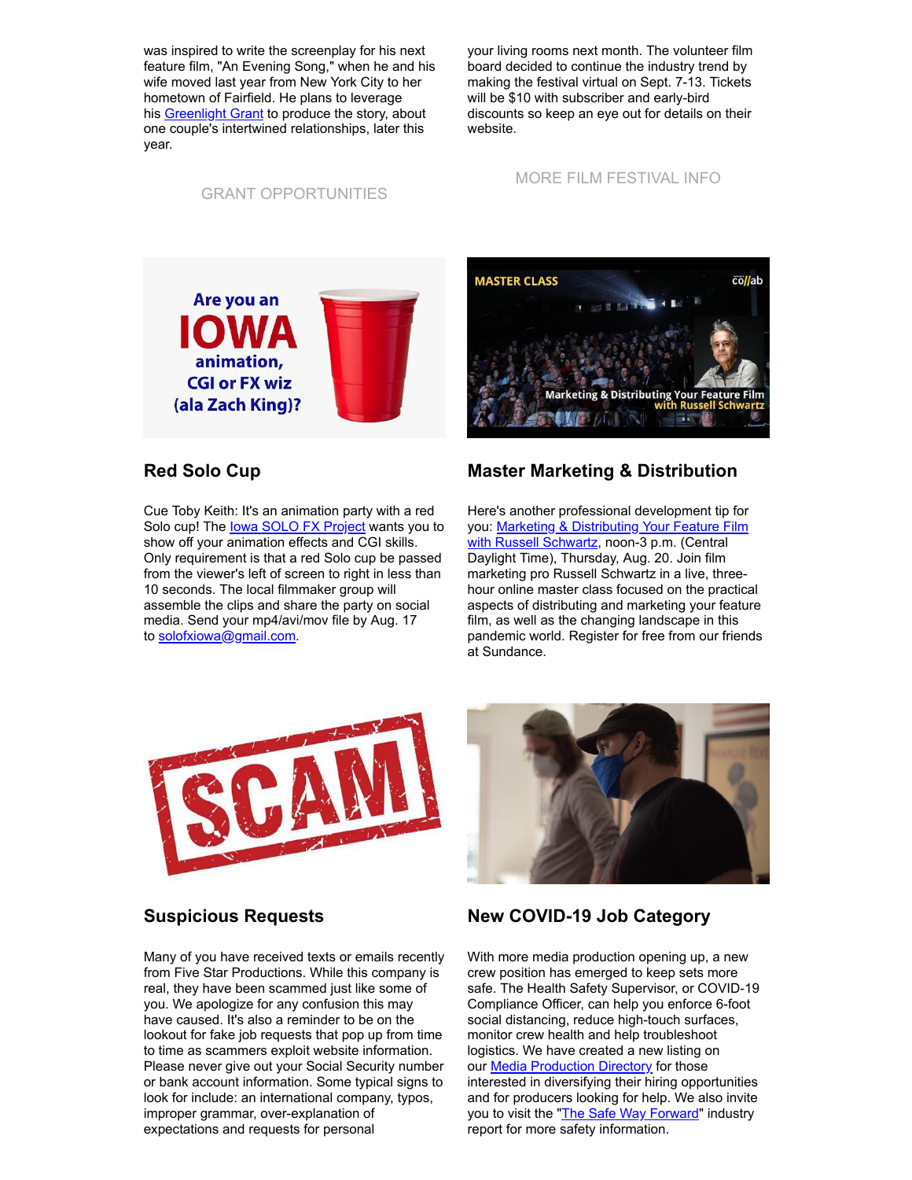was inspired to write the screenplay for his next feature film, "An Evening Song," when he and his wife moved last year from New York City to her hometown of Fairfield. He plans to leverage his Greenlight Grant to produce the story, about one couple's intertwined relationships, later this year.

GRANT OPPORTUNITIES

your living rooms next month. The volunteer film board decided to continue the industry trend by making the festival virtual on Sept. 7-13. Tickets will be $10 with subscriber and early-bird discounts so keep an eye out for details on their website.

MORE FILM FESTIVAL INFO

## Red Solo Cup

Cue Toby Keith: It's an animation party with a red Solo cup! The Iowa SOLO FX Project wants you to show off your animation effects and CGI skills. Only requirement is that a red Solo cup be passed from the viewer's left of screen to right in less than 10 seconds. The local filmmaker group will assemble the clips and share the party on social media. Send your mp4/avi/mov file by Aug. 17 to solofxiowa@gmail.com.

## Master Marketing & Distribution

Here's another professional development tip for you: Marketing & Distributing Your Feature Film with Russell Schwartz, noon-3 p.m. (Central Daylight Time), Thursday, Aug. 20. Join film marketing pro Russell Schwartz in a live, three-hour online master class focused on the practical aspects of distributing and marketing your feature film, as well as the changing landscape in this pandemic world. Register for free from our friends at Sundance.

## Suspicious Requests

Many of you have received texts or emails recently from Five Star Productions. While this company is real, they have been scammed just like some of you. We apologize for any confusion this may have caused. It's also a reminder to be on the lookout for fake job requests that pop up from time to time as scammers exploit website information. Please never give out your Social Security number or bank account information. Some typical signs to look for include: an international company, typos, improper grammar, over-explanation of expectations and requests for personal

## New COVID-19 Job Category

With more media production opening up, a new crew position has emerged to keep sets more safe. The Health Safety Supervisor, or COVID-19 Compliance Officer, can help you enforce 6-foot social distancing, reduce high-touch surfaces, monitor crew health and help troubleshoot logistics. We have created a new listing on our Media Production Directory for those interested in diversifying their hiring opportunities and for producers looking for help. We also invite you to visit the "The Safe Way Forward" industry report for more safety information.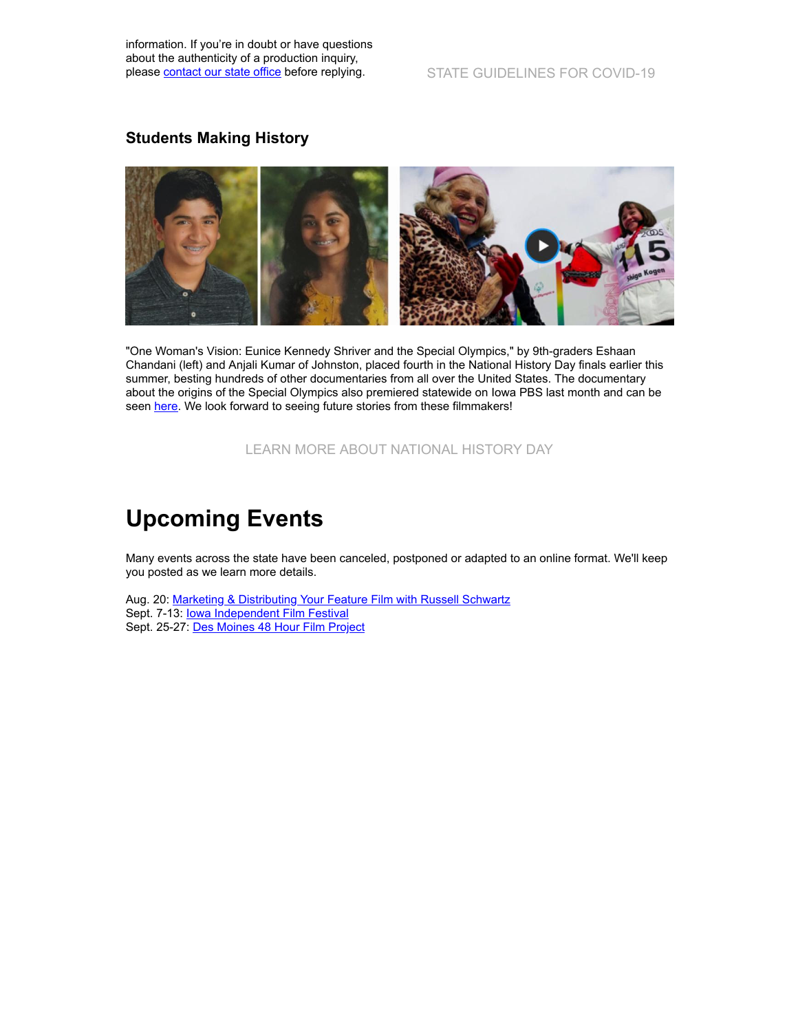information. If you're in doubt or have questions about the authenticity of a production inquiry, please [contact our state office](#) before replying.

STATE GUIDELINES FOR COVID-19

### Students Making History

"One Woman's Vision: Eunice Kennedy Shriver and the Special Olympics," by 9th-graders Eshaan Chandani (left) and Anjali Kumar of Johnston, placed fourth in the National History Day finals earlier this summer, besting hundreds of other documentaries from all over the United States. The documentary about the origins of the Special Olympics also premiered statewide on Iowa PBS last month and can be seen [here](#). We look forward to seeing future stories from these filmmakers!

LEARN MORE ABOUT NATIONAL HISTORY DAY

# Upcoming Events

Many events across the state have been canceled, postponed or adapted to an online format. We'll keep you posted as we learn more details.

Aug. 20: [Marketing & Distributing Your Feature Film with Russell Schwartz](#)
Sept. 7-13: [Iowa Independent Film Festival](#)
Sept. 25-27: [Des Moines 48 Hour Film Project](#)